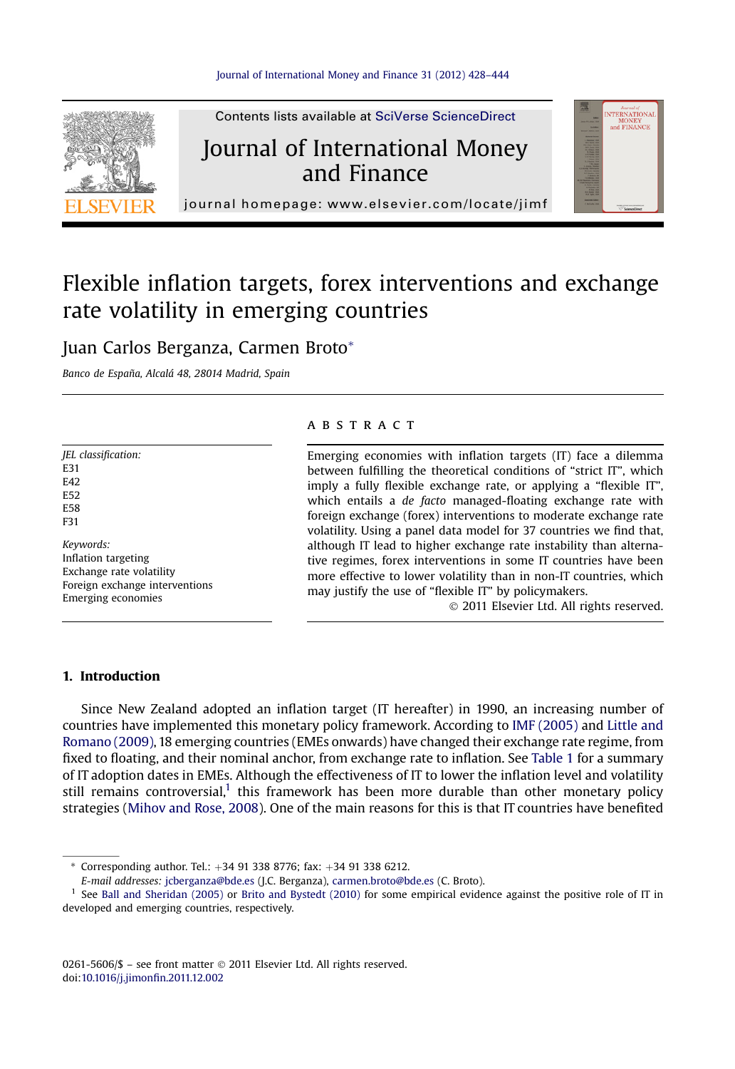# Flexible inflation targets, forex interventions and exchange rate volatility in emerging countries

Juan Carlos Berganza, Carmen Broto*

Banco de España, Alcalá 48, 28014 Madrid, Spain

*JEL classification:*
E31
E42
E52
E58
F31

*Keywords:*
Inflation targeting
Exchange rate volatility
Foreign exchange interventions
Emerging economies

## A B S T R A C T

Emerging economies with inflation targets (IT) face a dilemma between fulfilling the theoretical conditions of "strict IT", which imply a fully flexible exchange rate, or applying a "flexible IT", which entails a *de facto* managed-floating exchange rate with foreign exchange (forex) interventions to moderate exchange rate volatility. Using a panel data model for 37 countries we find that, although IT lead to higher exchange rate instability than alternative regimes, forex interventions in some IT countries have been more effective to lower volatility than in non-IT countries, which may justify the use of "flexible IT" by policymakers.

© 2011 Elsevier Ltd. All rights reserved.

## 1. Introduction

Since New Zealand adopted an inflation target (IT hereafter) in 1990, an increasing number of countries have implemented this monetary policy framework. According to IMF (2005) and Little and Romano (2009), 18 emerging countries (EMEs onwards) have changed their exchange rate regime, from fixed to floating, and their nominal anchor, from exchange rate to inflation. See Table 1 for a summary of IT adoption dates in EMEs. Although the effectiveness of IT to lower the inflation level and volatility still remains controversial,[1] this framework has been more durable than other monetary policy strategies (Mihov and Rose, 2008). One of the main reasons for this is that IT countries have benefited

---

\* Corresponding author. Tel.: +34 91 338 8776; fax: +34 91 338 6212.
*E-mail addresses:* jcberganza@bde.es (J.C. Berganza), carmen.broto@bde.es (C. Broto).

[1] See Ball and Sheridan (2005) or Brito and Bystedt (2010) for some empirical evidence against the positive role of IT in developed and emerging countries, respectively.

0261-5606/$ – see front matter © 2011 Elsevier Ltd. All rights reserved.
doi:10.1016/j.jimonfin.2011.12.002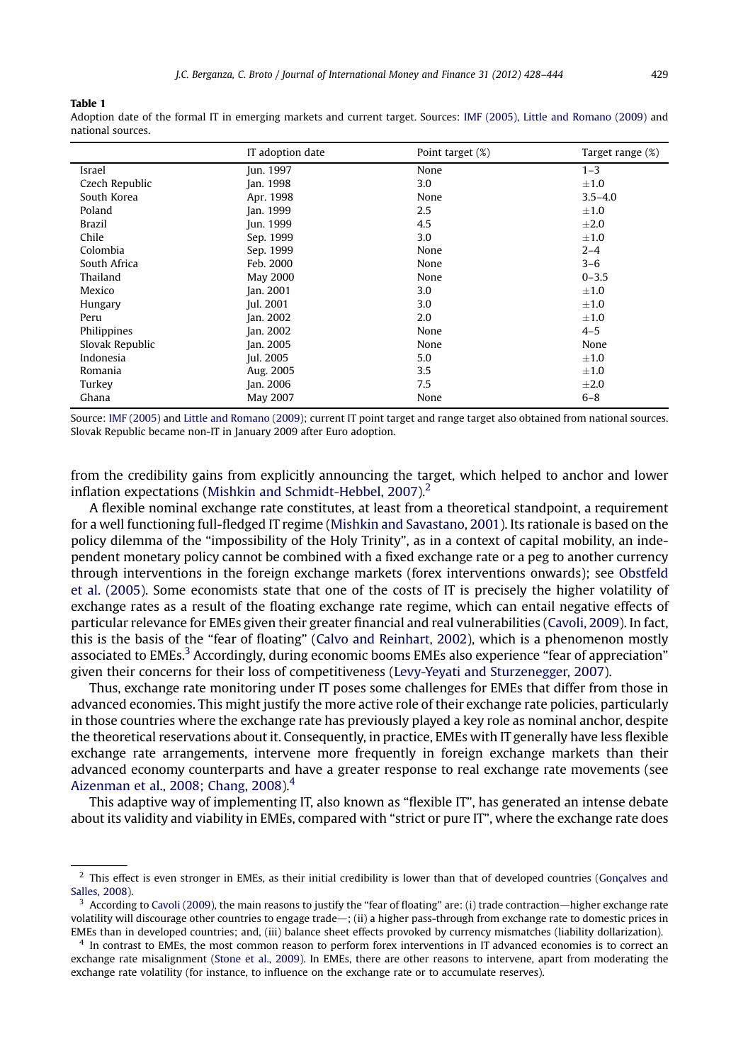**Table 1**
Adoption date of the formal IT in emerging markets and current target. Sources: IMF (2005), Little and Romano (2009) and national sources.

| | IT adoption date | Point target (%) | Target range (%) |
|---|---|---|---|
| Israel | Jun. 1997 | None | 1–3 |
| Czech Republic | Jan. 1998 | 3.0 | ±1.0 |
| South Korea | Apr. 1998 | None | 3.5–4.0 |
| Poland | Jan. 1999 | 2.5 | ±1.0 |
| Brazil | Jun. 1999 | 4.5 | ±2.0 |
| Chile | Sep. 1999 | 3.0 | ±1.0 |
| Colombia | Sep. 1999 | None | 2–4 |
| South Africa | Feb. 2000 | None | 3–6 |
| Thailand | May 2000 | None | 0–3.5 |
| Mexico | Jan. 2001 | 3.0 | ±1.0 |
| Hungary | Jul. 2001 | 3.0 | ±1.0 |
| Peru | Jan. 2002 | 2.0 | ±1.0 |
| Philippines | Jan. 2002 | None | 4–5 |
| Slovak Republic | Jan. 2005 | None | None |
| Indonesia | Jul. 2005 | 5.0 | ±1.0 |
| Romania | Aug. 2005 | 3.5 | ±1.0 |
| Turkey | Jan. 2006 | 7.5 | ±2.0 |
| Ghana | May 2007 | None | 6–8 |

Source: IMF (2005) and Little and Romano (2009); current IT point target and range target also obtained from national sources. Slovak Republic became non-IT in January 2009 after Euro adoption.

from the credibility gains from explicitly announcing the target, which helped to anchor and lower inflation expectations (Mishkin and Schmidt-Hebbel, 2007).[2]

A flexible nominal exchange rate constitutes, at least from a theoretical standpoint, a requirement for a well functioning full-fledged IT regime (Mishkin and Savastano, 2001). Its rationale is based on the policy dilemma of the "impossibility of the Holy Trinity", as in a context of capital mobility, an independent monetary policy cannot be combined with a fixed exchange rate or a peg to another currency through interventions in the foreign exchange markets (forex interventions onwards); see Obstfeld et al. (2005). Some economists state that one of the costs of IT is precisely the higher volatility of exchange rates as a result of the floating exchange rate regime, which can entail negative effects of particular relevance for EMEs given their greater financial and real vulnerabilities (Cavoli, 2009). In fact, this is the basis of the "fear of floating" (Calvo and Reinhart, 2002), which is a phenomenon mostly associated to EMEs.[3] Accordingly, during economic booms EMEs also experience "fear of appreciation" given their concerns for their loss of competitiveness (Levy-Yeyati and Sturzenegger, 2007).

Thus, exchange rate monitoring under IT poses some challenges for EMEs that differ from those in advanced economies. This might justify the more active role of their exchange rate policies, particularly in those countries where the exchange rate has previously played a key role as nominal anchor, despite the theoretical reservations about it. Consequently, in practice, EMEs with IT generally have less flexible exchange rate arrangements, intervene more frequently in foreign exchange markets than their advanced economy counterparts and have a greater response to real exchange rate movements (see Aizenman et al., 2008; Chang, 2008).[4]

This adaptive way of implementing IT, also known as "flexible IT", has generated an intense debate about its validity and viability in EMEs, compared with "strict or pure IT", where the exchange rate does

[2] This effect is even stronger in EMEs, as their initial credibility is lower than that of developed countries (Gonçalves and Salles, 2008).

[3] According to Cavoli (2009), the main reasons to justify the "fear of floating" are: (i) trade contraction—higher exchange rate volatility will discourage other countries to engage trade—; (ii) a higher pass-through from exchange rate to domestic prices in EMEs than in developed countries; and, (iii) balance sheet effects provoked by currency mismatches (liability dollarization).

[4] In contrast to EMEs, the most common reason to perform forex interventions in IT advanced economies is to correct an exchange rate misalignment (Stone et al., 2009). In EMEs, there are other reasons to intervene, apart from moderating the exchange rate volatility (for instance, to influence on the exchange rate or to accumulate reserves).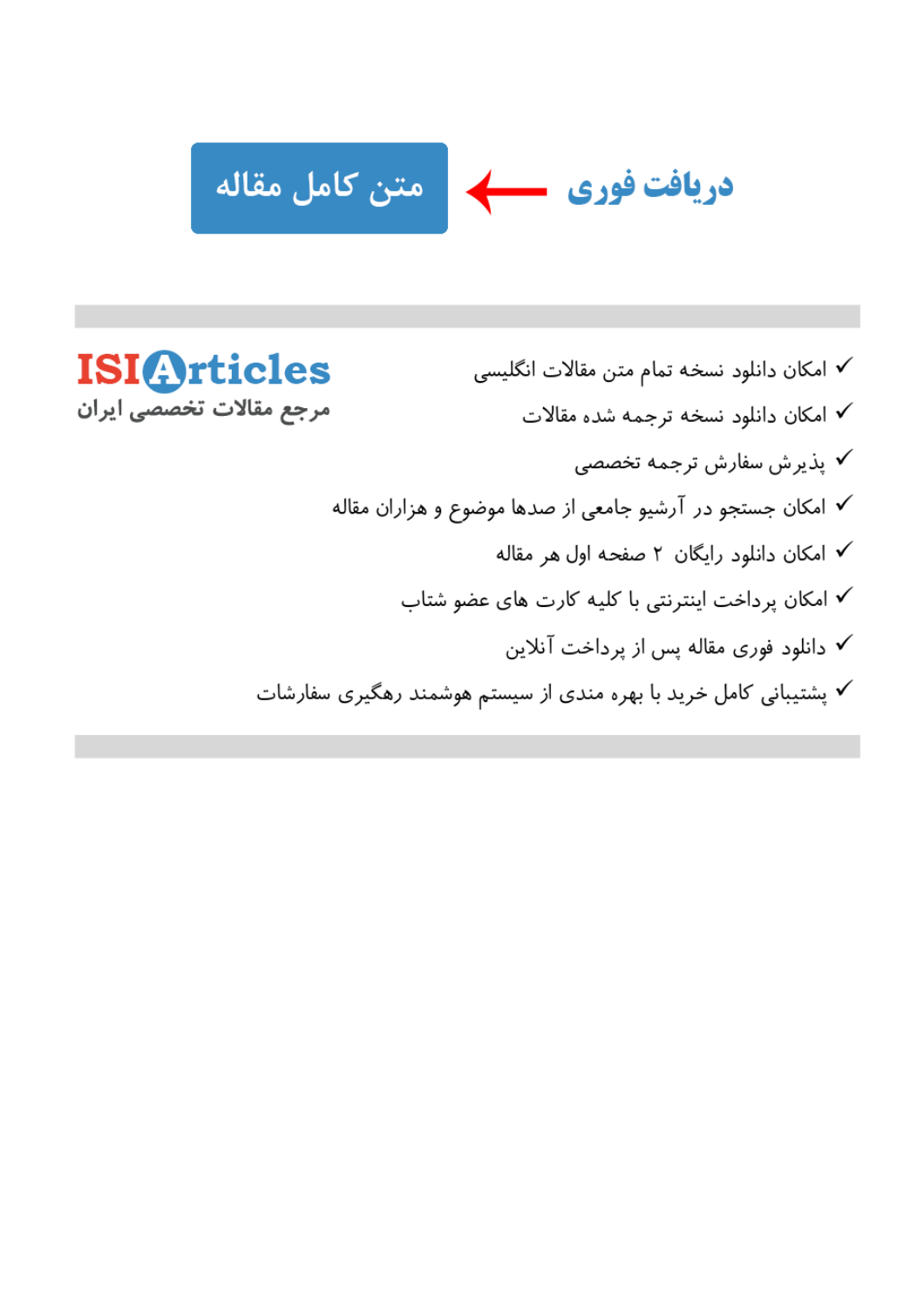دریافت فوری ← متن کامل مقاله

**ISIArticles**
مرجع مقالات تخصصی ایران

- ✓ امکان دانلود نسخه تمام متن مقالات انگلیسی
- ✓ امکان دانلود نسخه ترجمه شده مقالات
- ✓ پذیرش سفارش ترجمه تخصصی
- ✓ امکان جستجو در آرشیو جامعی از صدها موضوع و هزاران مقاله
- ✓ امکان دانلود رایگان ۲ صفحه اول هر مقاله
- ✓ امکان پرداخت اینترنتی با کلیه کارت های عضو شتاب
- ✓ دانلود فوری مقاله پس از پرداخت آنلاین
- ✓ پشتیبانی کامل خرید با بهره مندی از سیستم هوشمند رهگیری سفارشات